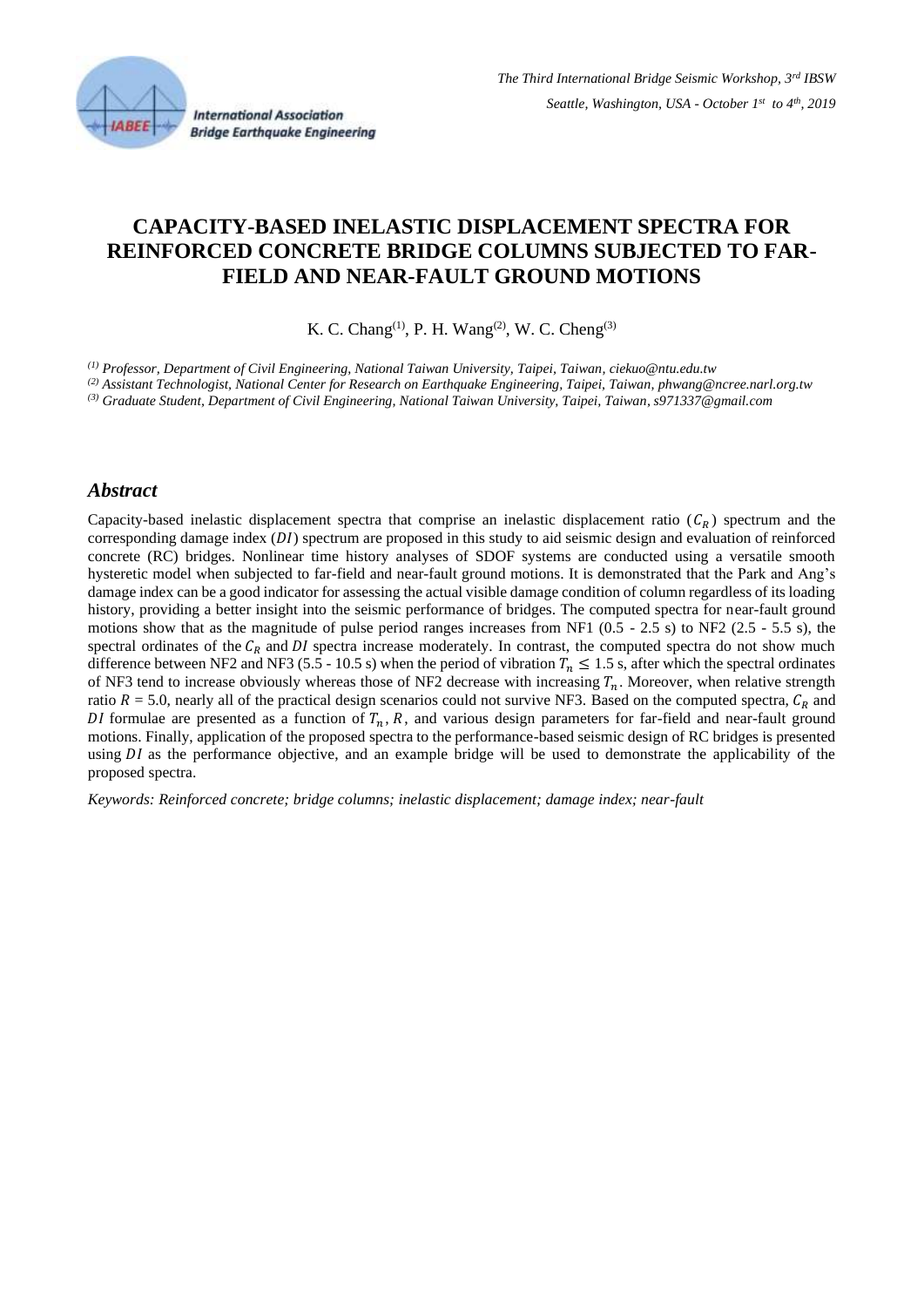# CAPACITY-BASED INELASTIC DISPLACEMENT SPECTRA FOR REINFORCED CONCRETE BRIDGE COLUMNS SUBJECTED TO FAR-FIELD AND NEAR-FAULT GROUND MOTIONS

K. C. Chang[(1)], P. H. Wang[(2)], W. C. Cheng[(3)]

*[(1)] Professor, Department of Civil Engineering, National Taiwan University, Taipei, Taiwan, ciekuo@ntu.edu.tw*

*[(2)] Assistant Technologist, National Center for Research on Earthquake Engineering, Taipei, Taiwan, phwang@ncree.narl.org.tw*

*[(3)] Graduate Student, Department of Civil Engineering, National Taiwan University, Taipei, Taiwan, s971337@gmail.com*

## *Abstract*

Capacity-based inelastic displacement spectra that comprise an inelastic displacement ratio ($C_R$) spectrum and the corresponding damage index ($DI$) spectrum are proposed in this study to aid seismic design and evaluation of reinforced concrete (RC) bridges. Nonlinear time history analyses of SDOF systems are conducted using a versatile smooth hysteretic model when subjected to far-field and near-fault ground motions. It is demonstrated that the Park and Ang's damage index can be a good indicator for assessing the actual visible damage condition of column regardless of its loading history, providing a better insight into the seismic performance of bridges. The computed spectra for near-fault ground motions show that as the magnitude of pulse period ranges increases from NF1 (0.5 - 2.5 s) to NF2 (2.5 - 5.5 s), the spectral ordinates of the $C_R$ and $DI$ spectra increase moderately. In contrast, the computed spectra do not show much difference between NF2 and NF3 (5.5 - 10.5 s) when the period of vibration $T_n \leq 1.5$ s, after which the spectral ordinates of NF3 tend to increase obviously whereas those of NF2 decrease with increasing $T_n$. Moreover, when relative strength ratio $R$ = 5.0, nearly all of the practical design scenarios could not survive NF3. Based on the computed spectra, $C_R$ and $DI$ formulae are presented as a function of $T_n$, $R$, and various design parameters for far-field and near-fault ground motions. Finally, application of the proposed spectra to the performance-based seismic design of RC bridges is presented using $DI$ as the performance objective, and an example bridge will be used to demonstrate the applicability of the proposed spectra.

*Keywords: Reinforced concrete; bridge columns; inelastic displacement; damage index; near-fault*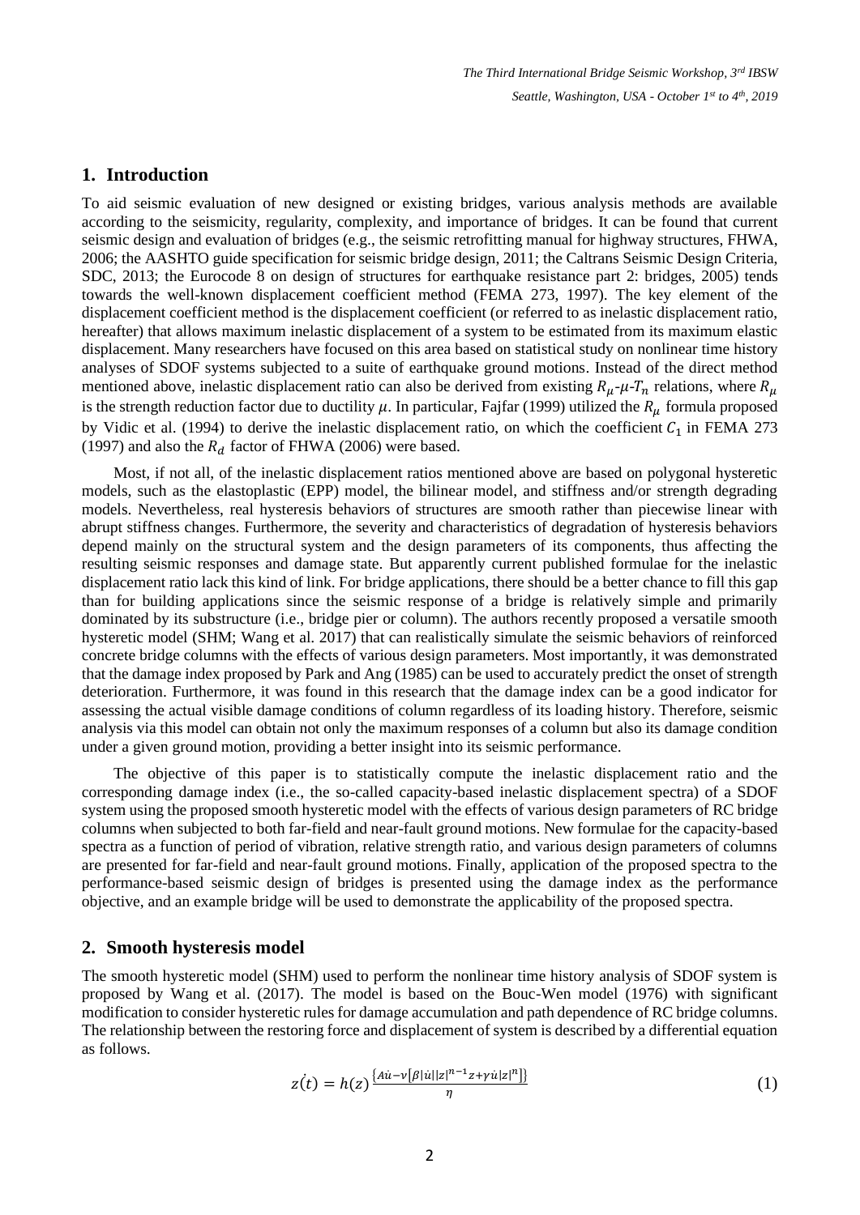## 1. Introduction

To aid seismic evaluation of new designed or existing bridges, various analysis methods are available according to the seismicity, regularity, complexity, and importance of bridges. It can be found that current seismic design and evaluation of bridges (e.g., the seismic retrofitting manual for highway structures, FHWA, 2006; the AASHTO guide specification for seismic bridge design, 2011; the Caltrans Seismic Design Criteria, SDC, 2013; the Eurocode 8 on design of structures for earthquake resistance part 2: bridges, 2005) tends towards the well-known displacement coefficient method (FEMA 273, 1997). The key element of the displacement coefficient method is the displacement coefficient (or referred to as inelastic displacement ratio, hereafter) that allows maximum inelastic displacement of a system to be estimated from its maximum elastic displacement. Many researchers have focused on this area based on statistical study on nonlinear time history analyses of SDOF systems subjected to a suite of earthquake ground motions. Instead of the direct method mentioned above, inelastic displacement ratio can also be derived from existing $R_\mu$-$\mu$-$T_n$ relations, where $R_\mu$ is the strength reduction factor due to ductility $\mu$. In particular, Fajfar (1999) utilized the $R_\mu$ formula proposed by Vidic et al. (1994) to derive the inelastic displacement ratio, on which the coefficient $C_1$ in FEMA 273 (1997) and also the $R_d$ factor of FHWA (2006) were based.

Most, if not all, of the inelastic displacement ratios mentioned above are based on polygonal hysteretic models, such as the elastoplastic (EPP) model, the bilinear model, and stiffness and/or strength degrading models. Nevertheless, real hysteresis behaviors of structures are smooth rather than piecewise linear with abrupt stiffness changes. Furthermore, the severity and characteristics of degradation of hysteresis behaviors depend mainly on the structural system and the design parameters of its components, thus affecting the resulting seismic responses and damage state. But apparently current published formulae for the inelastic displacement ratio lack this kind of link. For bridge applications, there should be a better chance to fill this gap than for building applications since the seismic response of a bridge is relatively simple and primarily dominated by its substructure (i.e., bridge pier or column). The authors recently proposed a versatile smooth hysteretic model (SHM; Wang et al. 2017) that can realistically simulate the seismic behaviors of reinforced concrete bridge columns with the effects of various design parameters. Most importantly, it was demonstrated that the damage index proposed by Park and Ang (1985) can be used to accurately predict the onset of strength deterioration. Furthermore, it was found in this research that the damage index can be a good indicator for assessing the actual visible damage conditions of column regardless of its loading history. Therefore, seismic analysis via this model can obtain not only the maximum responses of a column but also its damage condition under a given ground motion, providing a better insight into its seismic performance.

The objective of this paper is to statistically compute the inelastic displacement ratio and the corresponding damage index (i.e., the so-called capacity-based inelastic displacement spectra) of a SDOF system using the proposed smooth hysteretic model with the effects of various design parameters of RC bridge columns when subjected to both far-field and near-fault ground motions. New formulae for the capacity-based spectra as a function of period of vibration, relative strength ratio, and various design parameters of columns are presented for far-field and near-fault ground motions. Finally, application of the proposed spectra to the performance-based seismic design of bridges is presented using the damage index as the performance objective, and an example bridge will be used to demonstrate the applicability of the proposed spectra.

## 2. Smooth hysteresis model

The smooth hysteretic model (SHM) used to perform the nonlinear time history analysis of SDOF system is proposed by Wang et al. (2017). The model is based on the Bouc-Wen model (1976) with significant modification to consider hysteretic rules for damage accumulation and path dependence of RC bridge columns. The relationship between the restoring force and displacement of system is described by a differential equation as follows.

$$\dot{z(t)} = h(z)\frac{\{A\dot{u}-\nu[\beta|\dot{u}||z|^{n-1}z+\gamma\dot{u}|z|^{n}]\}}{\eta} \tag{1}$$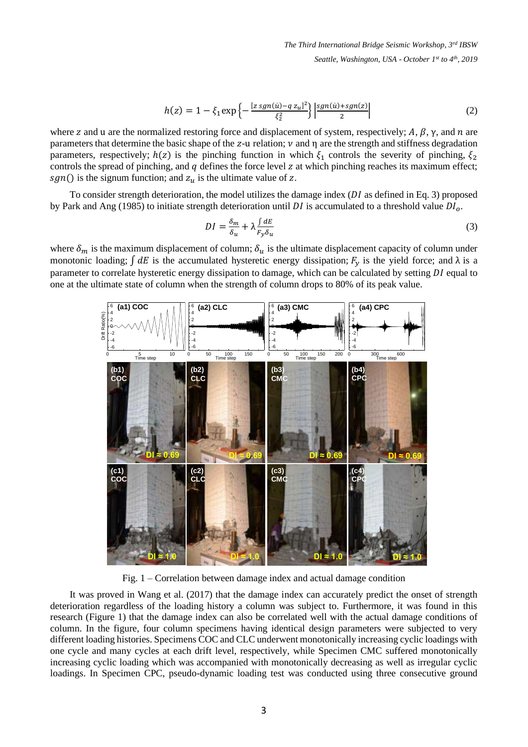$$h(z) = 1 - \xi_1 \exp\left\{-\frac{[z\, sgn(\dot{u}) - q\, z_u]^2}{\xi_2^2}\right\} \left|\frac{sgn(\dot{u}) + sgn(z)}{2}\right| \tag{2}$$

where $z$ and u are the normalized restoring force and displacement of system, respectively; $A$, $\beta$, γ, and $n$ are parameters that determine the basic shape of the $z$-u relation; $\nu$ and η are the strength and stiffness degradation parameters, respectively; $h(z)$ is the pinching function in which $\xi_1$ controls the severity of pinching, $\xi_2$ controls the spread of pinching, and $q$ defines the force level $z$ at which pinching reaches its maximum effect; $sgn()$ is the signum function; and $z_u$ is the ultimate value of $z$.

To consider strength deterioration, the model utilizes the damage index ($DI$ as defined in Eq. 3) proposed by Park and Ang (1985) to initiate strength deterioration until $DI$ is accumulated to a threshold value $DI_o$.

$$DI = \frac{\delta_m}{\delta_u} + \lambda \frac{\int dE}{F_y \delta_u} \tag{3}$$

where $\delta_m$ is the maximum displacement of column; $\delta_u$ is the ultimate displacement capacity of column under monotonic loading; $\int dE$ is the accumulated hysteretic energy dissipation; $F_y$ is the yield force; and λ is a parameter to correlate hysteretic energy dissipation to damage, which can be calculated by setting $DI$ equal to one at the ultimate state of column when the strength of column drops to 80% of its peak value.

Fig. 1 – Correlation between damage index and actual damage condition

It was proved in Wang et al. (2017) that the damage index can accurately predict the onset of strength deterioration regardless of the loading history a column was subject to. Furthermore, it was found in this research (Figure 1) that the damage index can also be correlated well with the actual damage conditions of column. In the figure, four column specimens having identical design parameters were subjected to very different loading histories. Specimens COC and CLC underwent monotonically increasing cyclic loadings with one cycle and many cycles at each drift level, respectively, while Specimen CMC suffered monotonically increasing cyclic loading which was accompanied with monotonically decreasing as well as irregular cyclic loadings. In Specimen CPC, pseudo-dynamic loading test was conducted using three consecutive ground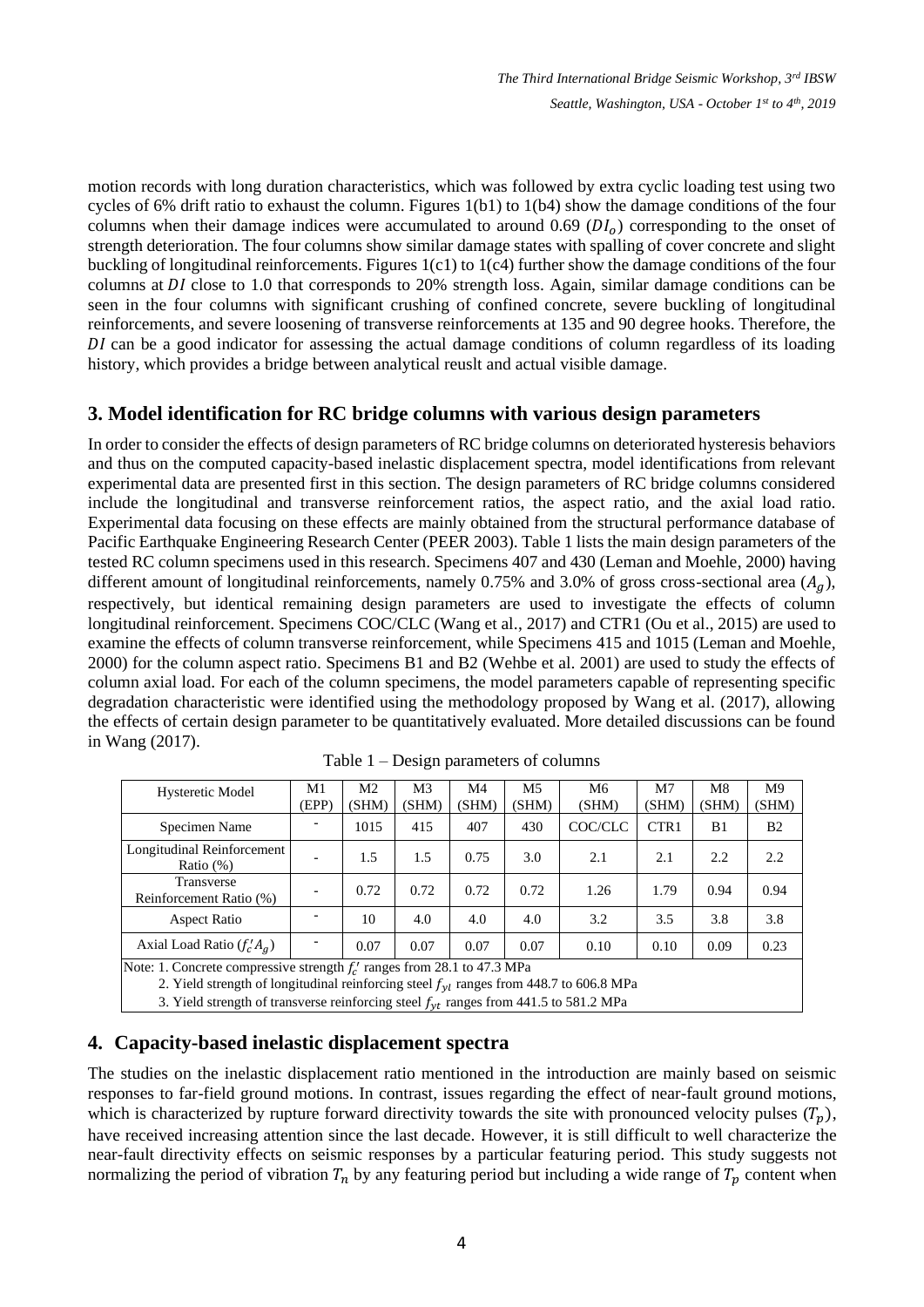motion records with long duration characteristics, which was followed by extra cyclic loading test using two cycles of 6% drift ratio to exhaust the column. Figures 1(b1) to 1(b4) show the damage conditions of the four columns when their damage indices were accumulated to around 0.69 ($DI_o$) corresponding to the onset of strength deterioration. The four columns show similar damage states with spalling of cover concrete and slight buckling of longitudinal reinforcements. Figures 1(c1) to 1(c4) further show the damage conditions of the four columns at $DI$ close to 1.0 that corresponds to 20% strength loss. Again, similar damage conditions can be seen in the four columns with significant crushing of confined concrete, severe buckling of longitudinal reinforcements, and severe loosening of transverse reinforcements at 135 and 90 degree hooks. Therefore, the $DI$ can be a good indicator for assessing the actual damage conditions of column regardless of its loading history, which provides a bridge between analytical reuslt and actual visible damage.

## 3. Model identification for RC bridge columns with various design parameters

In order to consider the effects of design parameters of RC bridge columns on deteriorated hysteresis behaviors and thus on the computed capacity-based inelastic displacement spectra, model identifications from relevant experimental data are presented first in this section. The design parameters of RC bridge columns considered include the longitudinal and transverse reinforcement ratios, the aspect ratio, and the axial load ratio. Experimental data focusing on these effects are mainly obtained from the structural performance database of Pacific Earthquake Engineering Research Center (PEER 2003). Table 1 lists the main design parameters of the tested RC column specimens used in this research. Specimens 407 and 430 (Leman and Moehle, 2000) having different amount of longitudinal reinforcements, namely 0.75% and 3.0% of gross cross-sectional area ($A_g$), respectively, but identical remaining design parameters are used to investigate the effects of column longitudinal reinforcement. Specimens COC/CLC (Wang et al., 2017) and CTR1 (Ou et al., 2015) are used to examine the effects of column transverse reinforcement, while Specimens 415 and 1015 (Leman and Moehle, 2000) for the column aspect ratio. Specimens B1 and B2 (Wehbe et al. 2001) are used to study the effects of column axial load. For each of the column specimens, the model parameters capable of representing specific degradation characteristic were identified using the methodology proposed by Wang et al. (2017), allowing the effects of certain design parameter to be quantitatively evaluated. More detailed discussions can be found in Wang (2017).

Table 1 – Design parameters of columns

| Hysteretic Model | M1 (EPP) | M2 (SHM) | M3 (SHM) | M4 (SHM) | M5 (SHM) | M6 (SHM) | M7 (SHM) | M8 (SHM) | M9 (SHM) |
|---|---|---|---|---|---|---|---|---|---|
| Specimen Name | - | 1015 | 415 | 407 | 430 | COC/CLC | CTR1 | B1 | B2 |
| Longitudinal Reinforcement Ratio (%) | - | 1.5 | 1.5 | 0.75 | 3.0 | 2.1 | 2.1 | 2.2 | 2.2 |
| Transverse Reinforcement Ratio (%) | - | 0.72 | 0.72 | 0.72 | 0.72 | 1.26 | 1.79 | 0.94 | 0.94 |
| Aspect Ratio | - | 10 | 4.0 | 4.0 | 4.0 | 3.2 | 3.5 | 3.8 | 3.8 |
| Axial Load Ratio ($f_c'A_g$) | - | 0.07 | 0.07 | 0.07 | 0.07 | 0.10 | 0.10 | 0.09 | 0.23 |

Note: 1. Concrete compressive strength $f_c'$ ranges from 28.1 to 47.3 MPa

2. Yield strength of longitudinal reinforcing steel $f_{yl}$ ranges from 448.7 to 606.8 MPa

3. Yield strength of transverse reinforcing steel $f_{yt}$ ranges from 441.5 to 581.2 MPa

## 4. Capacity-based inelastic displacement spectra

The studies on the inelastic displacement ratio mentioned in the introduction are mainly based on seismic responses to far-field ground motions. In contrast, issues regarding the effect of near-fault ground motions, which is characterized by rupture forward directivity towards the site with pronounced velocity pulses ($T_p$), have received increasing attention since the last decade. However, it is still difficult to well characterize the near-fault directivity effects on seismic responses by a particular featuring period. This study suggests not normalizing the period of vibration $T_n$ by any featuring period but including a wide range of $T_p$ content when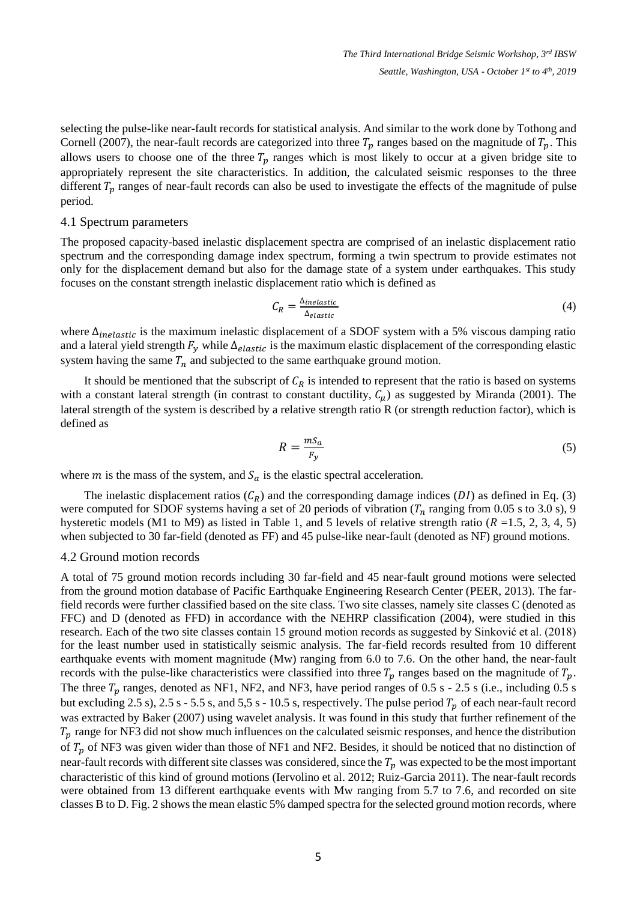selecting the pulse-like near-fault records for statistical analysis. And similar to the work done by Tothong and Cornell (2007), the near-fault records are categorized into three $T_p$ ranges based on the magnitude of $T_p$. This allows users to choose one of the three $T_p$ ranges which is most likely to occur at a given bridge site to appropriately represent the site characteristics. In addition, the calculated seismic responses to the three different $T_p$ ranges of near-fault records can also be used to investigate the effects of the magnitude of pulse period.

### 4.1 Spectrum parameters

The proposed capacity-based inelastic displacement spectra are comprised of an inelastic displacement ratio spectrum and the corresponding damage index spectrum, forming a twin spectrum to provide estimates not only for the displacement demand but also for the damage state of a system under earthquakes. This study focuses on the constant strength inelastic displacement ratio which is defined as

$$C_R = \frac{\Delta_{inelastic}}{\Delta_{elastic}} \tag{4}$$

where $\Delta_{inelastic}$ is the maximum inelastic displacement of a SDOF system with a 5% viscous damping ratio and a lateral yield strength $F_y$ while $\Delta_{elastic}$ is the maximum elastic displacement of the corresponding elastic system having the same $T_n$ and subjected to the same earthquake ground motion.

It should be mentioned that the subscript of $C_R$ is intended to represent that the ratio is based on systems with a constant lateral strength (in contrast to constant ductility, $C_\mu$) as suggested by Miranda (2001). The lateral strength of the system is described by a relative strength ratio R (or strength reduction factor), which is defined as

$$R = \frac{mS_a}{F_y} \tag{5}$$

where $m$ is the mass of the system, and $S_a$ is the elastic spectral acceleration.

The inelastic displacement ratios ($C_R$) and the corresponding damage indices ($DI$) as defined in Eq. (3) were computed for SDOF systems having a set of 20 periods of vibration ($T_n$ ranging from 0.05 s to 3.0 s), 9 hysteretic models (M1 to M9) as listed in Table 1, and 5 levels of relative strength ratio ($R$ =1.5, 2, 3, 4, 5) when subjected to 30 far-field (denoted as FF) and 45 pulse-like near-fault (denoted as NF) ground motions.

### 4.2 Ground motion records

A total of 75 ground motion records including 30 far-field and 45 near-fault ground motions were selected from the ground motion database of Pacific Earthquake Engineering Research Center (PEER, 2013). The far-field records were further classified based on the site class. Two site classes, namely site classes C (denoted as FFC) and D (denoted as FFD) in accordance with the NEHRP classification (2004), were studied in this research. Each of the two site classes contain 15 ground motion records as suggested by Sinković et al. (2018) for the least number used in statistically seismic analysis. The far-field records resulted from 10 different earthquake events with moment magnitude (Mw) ranging from 6.0 to 7.6. On the other hand, the near-fault records with the pulse-like characteristics were classified into three $T_p$ ranges based on the magnitude of $T_p$. The three $T_p$ ranges, denoted as NF1, NF2, and NF3, have period ranges of 0.5 s - 2.5 s (i.e., including 0.5 s but excluding 2.5 s), 2.5 s - 5.5 s, and 5,5 s - 10.5 s, respectively. The pulse period $T_p$ of each near-fault record was extracted by Baker (2007) using wavelet analysis. It was found in this study that further refinement of the $T_p$ range for NF3 did not show much influences on the calculated seismic responses, and hence the distribution of $T_p$ of NF3 was given wider than those of NF1 and NF2. Besides, it should be noticed that no distinction of near-fault records with different site classes was considered, since the $T_p$ was expected to be the most important characteristic of this kind of ground motions (Iervolino et al. 2012; Ruiz-Garcia 2011). The near-fault records were obtained from 13 different earthquake events with Mw ranging from 5.7 to 7.6, and recorded on site classes B to D. Fig. 2 shows the mean elastic 5% damped spectra for the selected ground motion records, where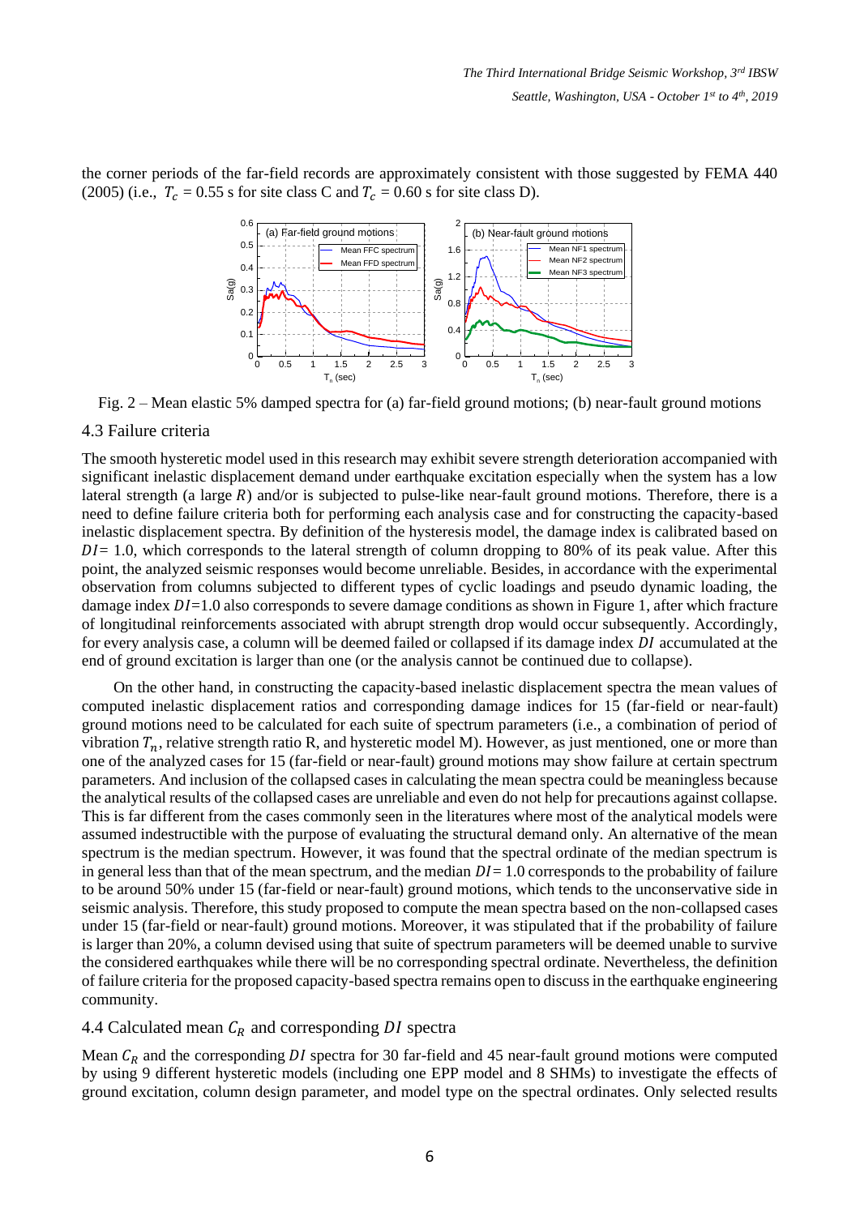the corner periods of the far-field records are approximately consistent with those suggested by FEMA 440 (2005) (i.e., $T_c$ = 0.55 s for site class C and $T_c$ = 0.60 s for site class D).

Fig. 2 – Mean elastic 5% damped spectra for (a) far-field ground motions; (b) near-fault ground motions

## 4.3 Failure criteria

The smooth hysteretic model used in this research may exhibit severe strength deterioration accompanied with significant inelastic displacement demand under earthquake excitation especially when the system has a low lateral strength (a large $R$) and/or is subjected to pulse-like near-fault ground motions. Therefore, there is a need to define failure criteria both for performing each analysis case and for constructing the capacity-based inelastic displacement spectra. By definition of the hysteresis model, the damage index is calibrated based on $DI$= 1.0, which corresponds to the lateral strength of column dropping to 80% of its peak value. After this point, the analyzed seismic responses would become unreliable. Besides, in accordance with the experimental observation from columns subjected to different types of cyclic loadings and pseudo dynamic loading, the damage index $DI$=1.0 also corresponds to severe damage conditions as shown in Figure 1, after which fracture of longitudinal reinforcements associated with abrupt strength drop would occur subsequently. Accordingly, for every analysis case, a column will be deemed failed or collapsed if its damage index $DI$ accumulated at the end of ground excitation is larger than one (or the analysis cannot be continued due to collapse).

On the other hand, in constructing the capacity-based inelastic displacement spectra the mean values of computed inelastic displacement ratios and corresponding damage indices for 15 (far-field or near-fault) ground motions need to be calculated for each suite of spectrum parameters (i.e., a combination of period of vibration $T_n$, relative strength ratio R, and hysteretic model M). However, as just mentioned, one or more than one of the analyzed cases for 15 (far-field or near-fault) ground motions may show failure at certain spectrum parameters. And inclusion of the collapsed cases in calculating the mean spectra could be meaningless because the analytical results of the collapsed cases are unreliable and even do not help for precautions against collapse. This is far different from the cases commonly seen in the literatures where most of the analytical models were assumed indestructible with the purpose of evaluating the structural demand only. An alternative of the mean spectrum is the median spectrum. However, it was found that the spectral ordinate of the median spectrum is in general less than that of the mean spectrum, and the median $DI$= 1.0 corresponds to the probability of failure to be around 50% under 15 (far-field or near-fault) ground motions, which tends to the unconservative side in seismic analysis. Therefore, this study proposed to compute the mean spectra based on the non-collapsed cases under 15 (far-field or near-fault) ground motions. Moreover, it was stipulated that if the probability of failure is larger than 20%, a column devised using that suite of spectrum parameters will be deemed unable to survive the considered earthquakes while there will be no corresponding spectral ordinate. Nevertheless, the definition of failure criteria for the proposed capacity-based spectra remains open to discuss in the earthquake engineering community.

## 4.4 Calculated mean $C_R$ and corresponding $DI$ spectra

Mean $C_R$ and the corresponding $DI$ spectra for 30 far-field and 45 near-fault ground motions were computed by using 9 different hysteretic models (including one EPP model and 8 SHMs) to investigate the effects of ground excitation, column design parameter, and model type on the spectral ordinates. Only selected results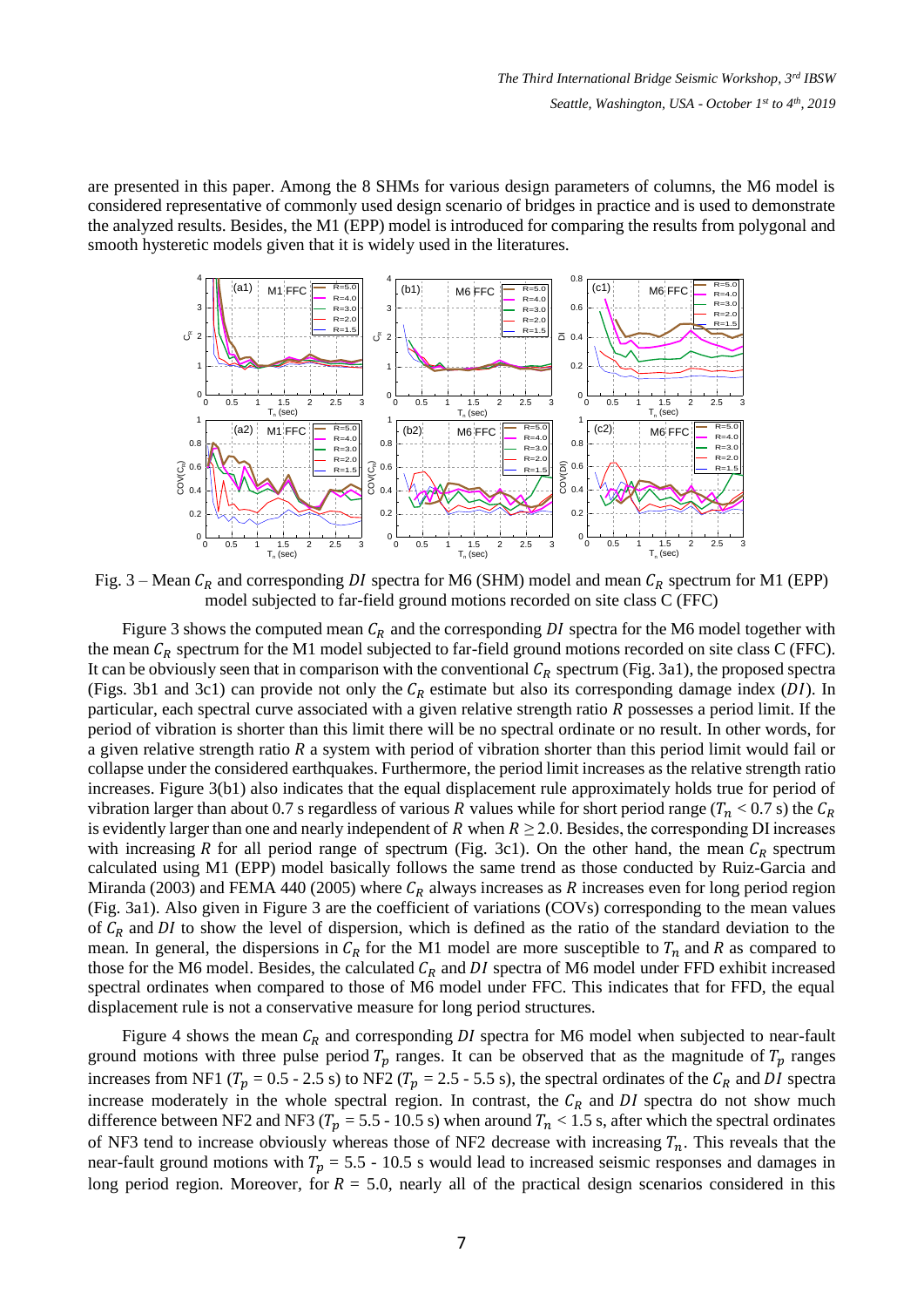are presented in this paper. Among the 8 SHMs for various design parameters of columns, the M6 model is considered representative of commonly used design scenario of bridges in practice and is used to demonstrate the analyzed results. Besides, the M1 (EPP) model is introduced for comparing the results from polygonal and smooth hysteretic models given that it is widely used in the literatures.

Fig. 3 – Mean $C_R$ and corresponding $DI$ spectra for M6 (SHM) model and mean $C_R$ spectrum for M1 (EPP) model subjected to far-field ground motions recorded on site class C (FFC)

Figure 3 shows the computed mean $C_R$ and the corresponding $DI$ spectra for the M6 model together with the mean $C_R$ spectrum for the M1 model subjected to far-field ground motions recorded on site class C (FFC). It can be obviously seen that in comparison with the conventional $C_R$ spectrum (Fig. 3a1), the proposed spectra (Figs. 3b1 and 3c1) can provide not only the $C_R$ estimate but also its corresponding damage index ($DI$). In particular, each spectral curve associated with a given relative strength ratio $R$ possesses a period limit. If the period of vibration is shorter than this limit there will be no spectral ordinate or no result. In other words, for a given relative strength ratio $R$ a system with period of vibration shorter than this period limit would fail or collapse under the considered earthquakes. Furthermore, the period limit increases as the relative strength ratio increases. Figure 3(b1) also indicates that the equal displacement rule approximately holds true for period of vibration larger than about 0.7 s regardless of various $R$ values while for short period range ($T_n$ < 0.7 s) the $C_R$ is evidently larger than one and nearly independent of $R$ when $R \geq 2.0$. Besides, the corresponding DI increases with increasing $R$ for all period range of spectrum (Fig. 3c1). On the other hand, the mean $C_R$ spectrum calculated using M1 (EPP) model basically follows the same trend as those conducted by Ruiz-Garcia and Miranda (2003) and FEMA 440 (2005) where $C_R$ always increases as $R$ increases even for long period region (Fig. 3a1). Also given in Figure 3 are the coefficient of variations (COVs) corresponding to the mean values of $C_R$ and $DI$ to show the level of dispersion, which is defined as the ratio of the standard deviation to the mean. In general, the dispersions in $C_R$ for the M1 model are more susceptible to $T_n$ and $R$ as compared to those for the M6 model. Besides, the calculated $C_R$ and $DI$ spectra of M6 model under FFD exhibit increased spectral ordinates when compared to those of M6 model under FFC. This indicates that for FFD, the equal displacement rule is not a conservative measure for long period structures.

Figure 4 shows the mean $C_R$ and corresponding $DI$ spectra for M6 model when subjected to near-fault ground motions with three pulse period $T_p$ ranges. It can be observed that as the magnitude of $T_p$ ranges increases from NF1 ($T_p$ = 0.5 - 2.5 s) to NF2 ($T_p$ = 2.5 - 5.5 s), the spectral ordinates of the $C_R$ and $DI$ spectra increase moderately in the whole spectral region. In contrast, the $C_R$ and $DI$ spectra do not show much difference between NF2 and NF3 ($T_p$ = 5.5 - 10.5 s) when around $T_n$ < 1.5 s, after which the spectral ordinates of NF3 tend to increase obviously whereas those of NF2 decrease with increasing $T_n$. This reveals that the near-fault ground motions with $T_p$ = 5.5 - 10.5 s would lead to increased seismic responses and damages in long period region. Moreover, for $R$ = 5.0, nearly all of the practical design scenarios considered in this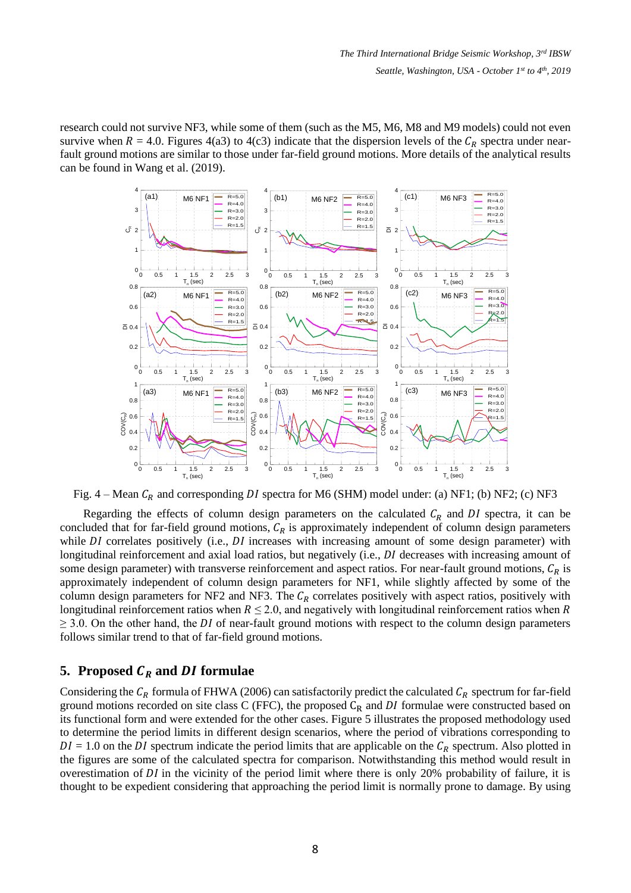research could not survive NF3, while some of them (such as the M5, M6, M8 and M9 models) could not even survive when $R$ = 4.0. Figures 4(a3) to 4(c3) indicate that the dispersion levels of the $C_R$ spectra under near-fault ground motions are similar to those under far-field ground motions. More details of the analytical results can be found in Wang et al. (2019).

Fig. 4 – Mean $C_R$ and corresponding $DI$ spectra for M6 (SHM) model under: (a) NF1; (b) NF2; (c) NF3

Regarding the effects of column design parameters on the calculated $C_R$ and $DI$ spectra, it can be concluded that for far-field ground motions, $C_R$ is approximately independent of column design parameters while $DI$ correlates positively (i.e., $DI$ increases with increasing amount of some design parameter) with longitudinal reinforcement and axial load ratios, but negatively (i.e., $DI$ decreases with increasing amount of some design parameter) with transverse reinforcement and aspect ratios. For near-fault ground motions, $C_R$ is approximately independent of column design parameters for NF1, while slightly affected by some of the column design parameters for NF2 and NF3. The $C_R$ correlates positively with aspect ratios, positively with longitudinal reinforcement ratios when $R \leq 2.0$, and negatively with longitudinal reinforcement ratios when $R \geq 3.0$. On the other hand, the $DI$ of near-fault ground motions with respect to the column design parameters follows similar trend to that of far-field ground motions.

## 5. Proposed $C_R$ and $DI$ formulae

Considering the $C_R$ formula of FHWA (2006) can satisfactorily predict the calculated $C_R$ spectrum for far-field ground motions recorded on site class C (FFC), the proposed $C_R$ and $DI$ formulae were constructed based on its functional form and were extended for the other cases. Figure 5 illustrates the proposed methodology used to determine the period limits in different design scenarios, where the period of vibrations corresponding to $DI$ = 1.0 on the $DI$ spectrum indicate the period limits that are applicable on the $C_R$ spectrum. Also plotted in the figures are some of the calculated spectra for comparison. Notwithstanding this method would result in overestimation of $DI$ in the vicinity of the period limit where there is only 20% probability of failure, it is thought to be expedient considering that approaching the period limit is normally prone to damage. By using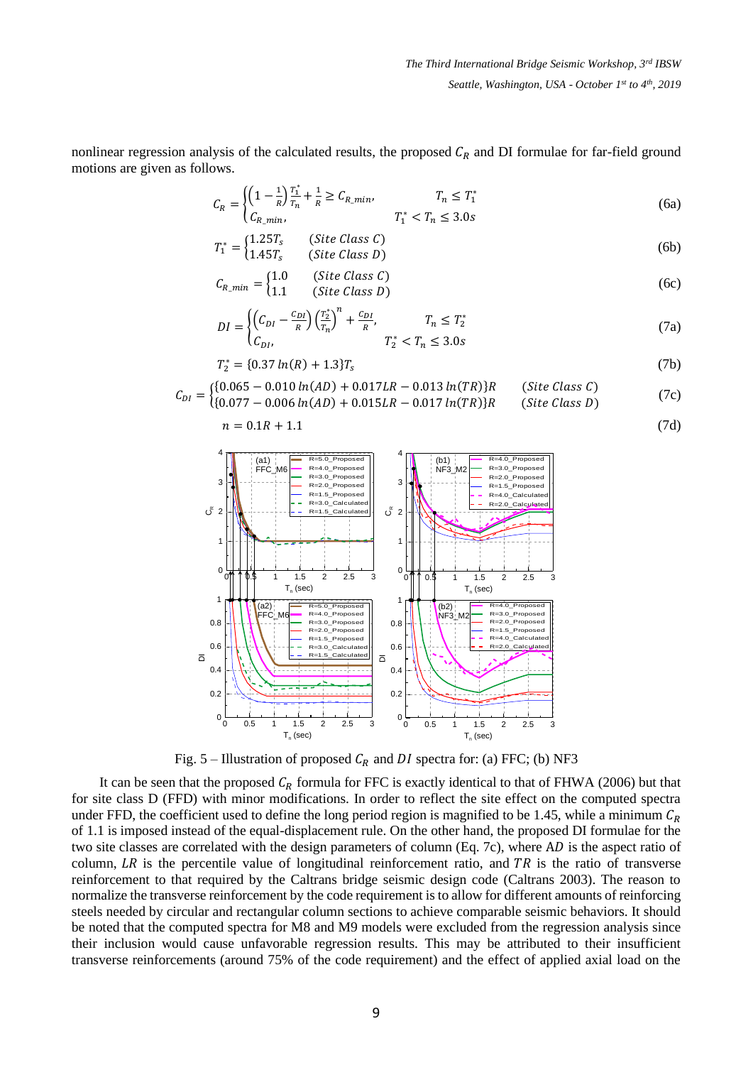nonlinear regression analysis of the calculated results, the proposed $C_R$ and DI formulae for far-field ground motions are given as follows.

$$C_R = \begin{cases} \left(1 - \frac{1}{R}\right)\frac{T_1^*}{T_n} + \frac{1}{R} \geq C_{R\_min}, & T_n \leq T_1^* \\ C_{R\_min}, & T_1^* < T_n \leq 3.0s \end{cases} \tag{6a}$$

$$T_1^* = \begin{cases} 1.25T_s & (Site\ Class\ C) \\ 1.45T_s & (Site\ Class\ D) \end{cases} \tag{6b}$$

$$C_{R\_min} = \begin{cases} 1.0 & (Site\ Class\ C) \\ 1.1 & (Site\ Class\ D) \end{cases} \tag{6c}$$

$$DI = \begin{cases} \left(C_{DI} - \frac{C_{DI}}{R}\right)\left(\frac{T_2^*}{T_n}\right)^n + \frac{C_{DI}}{R}, & T_n \leq T_2^* \\ C_{DI}, & T_2^* < T_n \leq 3.0s \end{cases} \tag{7a}$$

$$T_2^* = \{0.37\ln(R) + 1.3\}T_s \tag{7b}$$

$$C_{DI} = \begin{cases} \{0.065 - 0.010\ln(AD) + 0.017LR - 0.013\ln(TR)\}R & (Site\ Class\ C) \\ \{0.077 - 0.006\ln(AD) + 0.015LR - 0.017\ln(TR)\}R & (Site\ Class\ D) \end{cases} \tag{7c}$$

$$n = 0.1R + 1.1 \tag{7d}$$

Fig. 5 – Illustration of proposed $C_R$ and $DI$ spectra for: (a) FFC; (b) NF3

It can be seen that the proposed $C_R$ formula for FFC is exactly identical to that of FHWA (2006) but that for site class D (FFD) with minor modifications. In order to reflect the site effect on the computed spectra under FFD, the coefficient used to define the long period region is magnified to be 1.45, while a minimum $C_R$ of 1.1 is imposed instead of the equal-displacement rule. On the other hand, the proposed DI formulae for the two site classes are correlated with the design parameters of column (Eq. 7c), where $AD$ is the aspect ratio of column, $LR$ is the percentile value of longitudinal reinforcement ratio, and $TR$ is the ratio of transverse reinforcement to that required by the Caltrans bridge seismic design code (Caltrans 2003). The reason to normalize the transverse reinforcement by the code requirement is to allow for different amounts of reinforcing steels needed by circular and rectangular column sections to achieve comparable seismic behaviors. It should be noted that the computed spectra for M8 and M9 models were excluded from the regression analysis since their inclusion would cause unfavorable regression results. This may be attributed to their insufficient transverse reinforcements (around 75% of the code requirement) and the effect of applied axial load on the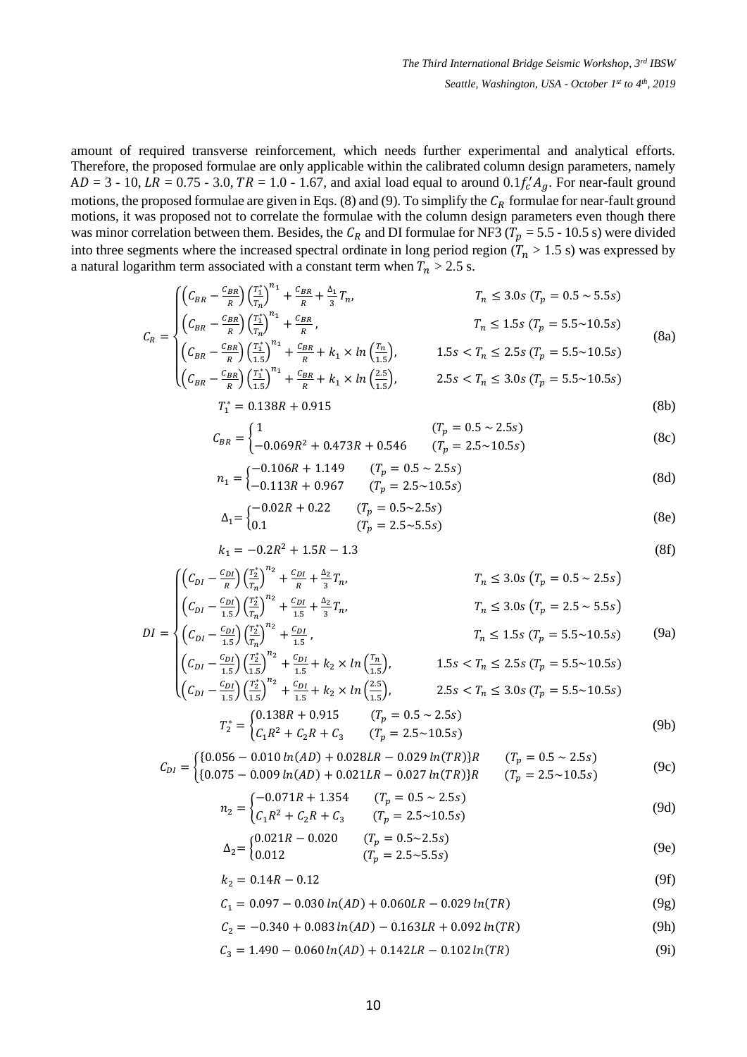amount of required transverse reinforcement, which needs further experimental and analytical efforts. Therefore, the proposed formulae are only applicable within the calibrated column design parameters, namely $AD$ = 3 - 10, $LR$ = 0.75 - 3.0, $TR$ = 1.0 - 1.67, and axial load equal to around $0.1f_c'A_g$. For near-fault ground motions, the proposed formulae are given in Eqs. (8) and (9). To simplify the $C_R$ formulae for near-fault ground motions, it was proposed not to correlate the formulae with the column design parameters even though there was minor correlation between them. Besides, the $C_R$ and DI formulae for NF3 ($T_p$ = 5.5 - 10.5 s) were divided into three segments where the increased spectral ordinate in long period region ($T_n$ > 1.5 s) was expressed by a natural logarithm term associated with a constant term when $T_n$ > 2.5 s.

$$C_R = \begin{cases} \left(C_{BR} - \frac{C_{BR}}{R}\right)\left(\frac{T_1^*}{T_n}\right)^{n_1} + \frac{C_{BR}}{R} + \frac{\Delta_1}{3}T_n, & T_n \le 3.0s \ (T_p = 0.5 \sim 5.5s) \\ \left(C_{BR} - \frac{C_{BR}}{R}\right)\left(\frac{T_1^*}{T_n}\right)^{n_1} + \frac{C_{BR}}{R}, & T_n \le 1.5s \ (T_p = 5.5 \sim 10.5s) \\ \left(C_{BR} - \frac{C_{BR}}{R}\right)\left(\frac{T_1^*}{1.5}\right)^{n_1} + \frac{C_{BR}}{R} + k_1 \times \ln\left(\frac{T_n}{1.5}\right), & 1.5s < T_n \le 2.5s \ (T_p = 5.5 \sim 10.5s) \\ \left(C_{BR} - \frac{C_{BR}}{R}\right)\left(\frac{T_1^*}{1.5}\right)^{n_1} + \frac{C_{BR}}{R} + k_1 \times \ln\left(\frac{2.5}{1.5}\right), & 2.5s < T_n \le 3.0s \ (T_p = 5.5 \sim 10.5s) \end{cases} \tag{8a}$$

$$T_1^* = 0.138R + 0.915 \tag{8b}$$

$$C_{BR} = \begin{cases} 1 & (T_p = 0.5 \sim 2.5s) \\ -0.069R^2 + 0.473R + 0.546 & (T_p = 2.5 \sim 10.5s) \end{cases} \tag{8c}$$

$$n_1 = \begin{cases} -0.106R + 1.149 & (T_p = 0.5 \sim 2.5s) \\ -0.113R + 0.967 & (T_p = 2.5 \sim 10.5s) \end{cases} \tag{8d}$$

$$\Delta_1 = \begin{cases} -0.02R + 0.22 & (T_p = 0.5 \sim 2.5s) \\ 0.1 & (T_p = 2.5 \sim 5.5s) \end{cases} \tag{8e}$$

$$k_1 = -0.2R^2 + 1.5R - 1.3 \tag{8f}$$

$$DI = \begin{cases} \left(C_{DI} - \frac{C_{DI}}{R}\right)\left(\frac{T_2^*}{T_n}\right)^{n_2} + \frac{C_{DI}}{R} + \frac{\Delta_2}{3}T_n, & T_n \le 3.0s \ (T_p = 0.5 \sim 2.5s) \\ \left(C_{DI} - \frac{C_{DI}}{1.5}\right)\left(\frac{T_2^*}{T_n}\right)^{n_2} + \frac{C_{DI}}{1.5} + \frac{\Delta_2}{3}T_n, & T_n \le 3.0s \ (T_p = 2.5 \sim 5.5s) \\ \left(C_{DI} - \frac{C_{DI}}{1.5}\right)\left(\frac{T_2^*}{T_n}\right)^{n_2} + \frac{C_{DI}}{1.5}, & T_n \le 1.5s \ (T_p = 5.5 \sim 10.5s) \\ \left(C_{DI} - \frac{C_{DI}}{1.5}\right)\left(\frac{T_2^*}{1.5}\right)^{n_2} + \frac{C_{DI}}{1.5} + k_2 \times \ln\left(\frac{T_n}{1.5}\right), & 1.5s < T_n \le 2.5s \ (T_p = 5.5 \sim 10.5s) \\ \left(C_{DI} - \frac{C_{DI}}{1.5}\right)\left(\frac{T_2^*}{1.5}\right)^{n_2} + \frac{C_{DI}}{1.5} + k_2 \times \ln\left(\frac{2.5}{1.5}\right), & 2.5s < T_n \le 3.0s \ (T_p = 5.5 \sim 10.5s) \end{cases} \tag{9a}$$

$$T_2^* = \begin{cases} 0.138R + 0.915 & (T_p = 0.5 \sim 2.5s) \\ C_1R^2 + C_2R + C_3 & (T_p = 2.5 \sim 10.5s) \end{cases} \tag{9b}$$

$$C_{DI} = \begin{cases} \{0.056 - 0.010\ln(AD) + 0.028LR - 0.029\ln(TR)\}R & (T_p = 0.5 \sim 2.5s) \\ \{0.075 - 0.009\ln(AD) + 0.021LR - 0.027\ln(TR)\}R & (T_p = 2.5 \sim 10.5s) \end{cases} \tag{9c}$$

$$n_2 = \begin{cases} -0.071R + 1.354 & (T_p = 0.5 \sim 2.5s) \\ C_1R^2 + C_2R + C_3 & (T_p = 2.5 \sim 10.5s) \end{cases} \tag{9d}$$

$$\Delta_2 = \begin{cases} 0.021R - 0.020 & (T_p = 0.5 \sim 2.5s) \\ 0.012 & (T_p = 2.5 \sim 5.5s) \end{cases} \tag{9e}$$

$$k_2 = 0.14R - 0.12 \tag{9f}$$

$$C_1 = 0.097 - 0.030\ln(AD) + 0.060LR - 0.029\ln(TR) \tag{9g}$$

$$C_2 = -0.340 + 0.083\ln(AD) - 0.163LR + 0.092\ln(TR) \tag{9h}$$

$$C_3 = 1.490 - 0.060\ln(AD) + 0.142LR - 0.102\ln(TR) \tag{9i}$$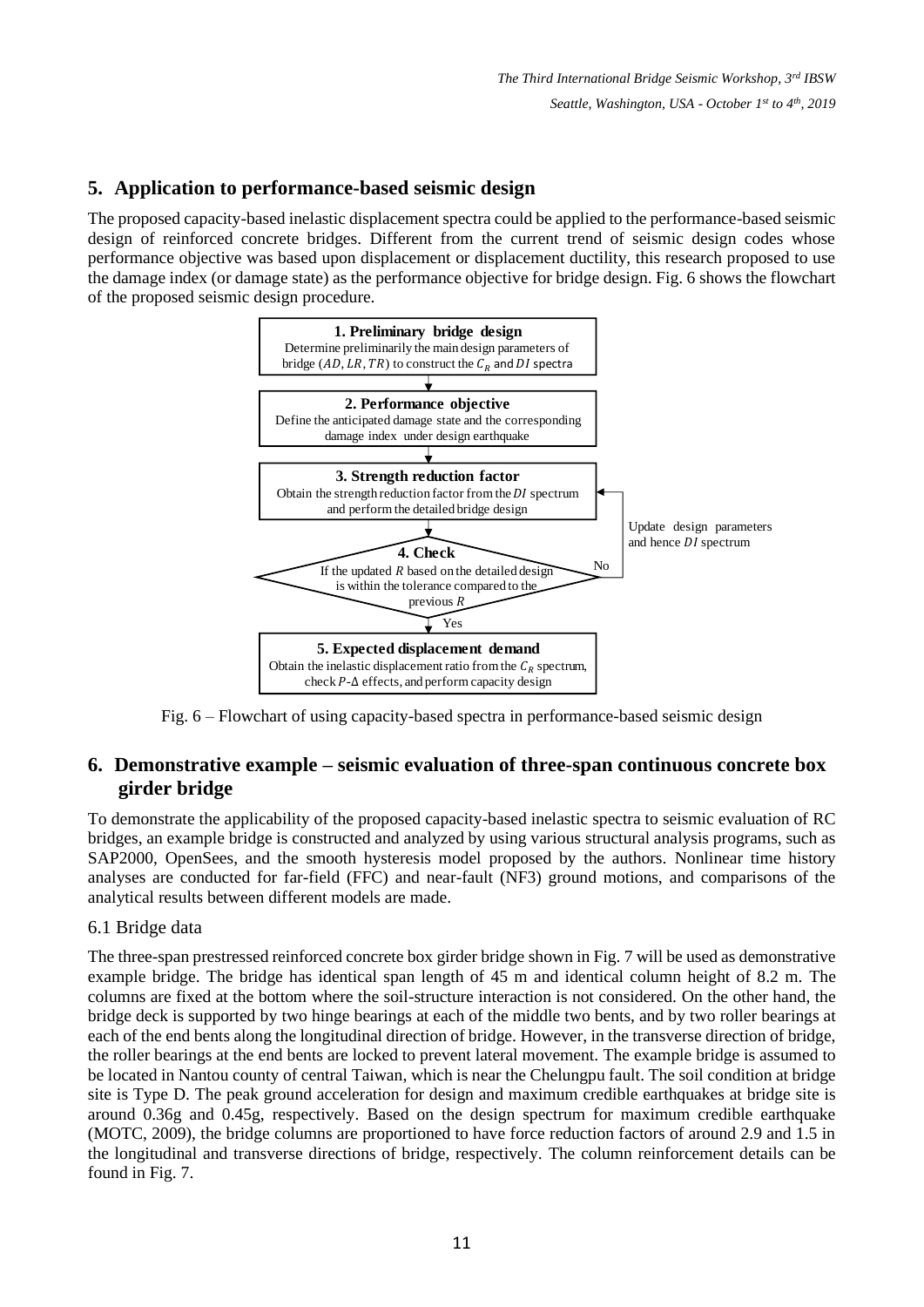## 5. Application to performance-based seismic design

The proposed capacity-based inelastic displacement spectra could be applied to the performance-based seismic design of reinforced concrete bridges. Different from the current trend of seismic design codes whose performance objective was based upon displacement or displacement ductility, this research proposed to use the damage index (or damage state) as the performance objective for bridge design. Fig. 6 shows the flowchart of the proposed seismic design procedure.

**1. Preliminary bridge design**
Determine preliminarily the main design parameters of bridge ($AD$, $LR$, $TR$) to construct the $C_R$ and $DI$ spectra

**2. Performance objective**
Define the anticipated damage state and the corresponding damage index under design earthquake

**3. Strength reduction factor**
Obtain the strength reduction factor from the $DI$ spectrum and perform the detailed bridge design

**4. Check**
If the updated $R$ based on the detailed design is within the tolerance compared to the previous $R$

No → Update design parameters and hence $DI$ spectrum (return to step 3)

Yes ↓

**5. Expected displacement demand**
Obtain the inelastic displacement ratio from the $C_R$ spectrum, check $P$-$\Delta$ effects, and perform capacity design

Fig. 6 – Flowchart of using capacity-based spectra in performance-based seismic design

## 6. Demonstrative example – seismic evaluation of three-span continuous concrete box girder bridge

To demonstrate the applicability of the proposed capacity-based inelastic spectra to seismic evaluation of RC bridges, an example bridge is constructed and analyzed by using various structural analysis programs, such as SAP2000, OpenSees, and the smooth hysteresis model proposed by the authors. Nonlinear time history analyses are conducted for far-field (FFC) and near-fault (NF3) ground motions, and comparisons of the analytical results between different models are made.

### 6.1 Bridge data

The three-span prestressed reinforced concrete box girder bridge shown in Fig. 7 will be used as demonstrative example bridge. The bridge has identical span length of 45 m and identical column height of 8.2 m. The columns are fixed at the bottom where the soil-structure interaction is not considered. On the other hand, the bridge deck is supported by two hinge bearings at each of the middle two bents, and by two roller bearings at each of the end bents along the longitudinal direction of bridge. However, in the transverse direction of bridge, the roller bearings at the end bents are locked to prevent lateral movement. The example bridge is assumed to be located in Nantou county of central Taiwan, which is near the Chelungpu fault. The soil condition at bridge site is Type D. The peak ground acceleration for design and maximum credible earthquakes at bridge site is around 0.36g and 0.45g, respectively. Based on the design spectrum for maximum credible earthquake (MOTC, 2009), the bridge columns are proportioned to have force reduction factors of around 2.9 and 1.5 in the longitudinal and transverse directions of bridge, respectively. The column reinforcement details can be found in Fig. 7.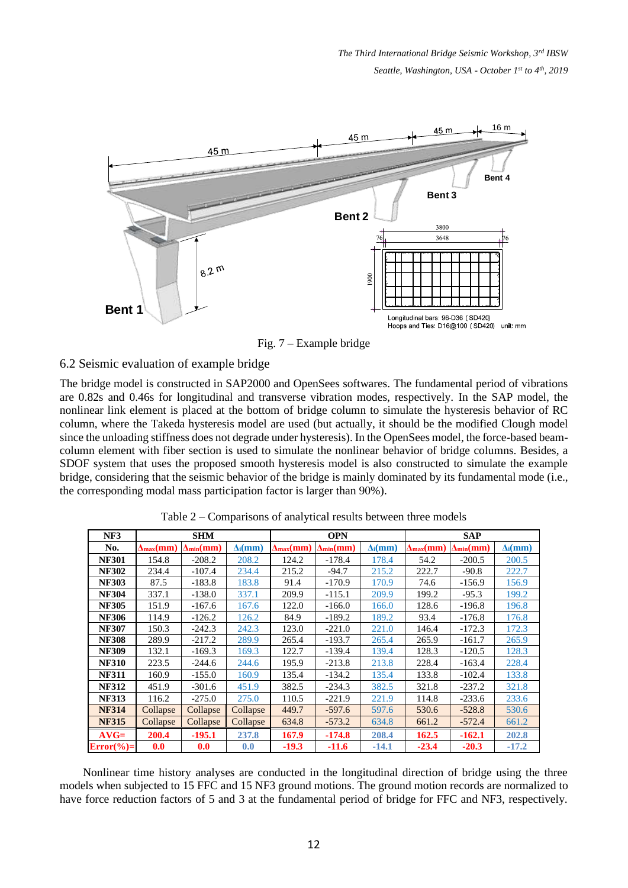Fig. 7 – Example bridge

## 6.2 Seismic evaluation of example bridge

The bridge model is constructed in SAP2000 and OpenSees softwares. The fundamental period of vibrations are 0.82s and 0.46s for longitudinal and transverse vibration modes, respectively. In the SAP model, the nonlinear link element is placed at the bottom of bridge column to simulate the hysteresis behavior of RC column, where the Takeda hysteresis model are used (but actually, it should be the modified Clough model since the unloading stiffness does not degrade under hysteresis). In the OpenSees model, the force-based beam-column element with fiber section is used to simulate the nonlinear behavior of bridge columns. Besides, a SDOF system that uses the proposed smooth hysteresis model is also constructed to simulate the example bridge, considering that the seismic behavior of the bridge is mainly dominated by its fundamental mode (i.e., the corresponding modal mass participation factor is larger than 90%).

Table 2 – Comparisons of analytical results between three models

| NF3 | SHM | | | OPN | | | SAP | | |
|---|---|---|---|---|---|---|---|---|---|
| No. | $\Delta_{max}$(mm) | $\Delta_{min}$(mm) | $\Delta_i$(mm) | $\Delta_{max}$(mm) | $\Delta_{min}$(mm) | $\Delta_i$(mm) | $\Delta_{max}$(mm) | $\Delta_{min}$(mm) | $\Delta_i$(mm) |
| **NF301** | 154.8 | -208.2 | 208.2 | 124.2 | -178.4 | 178.4 | 54.2 | -200.5 | 200.5 |
| **NF302** | 234.4 | -107.4 | 234.4 | 215.2 | -94.7 | 215.2 | 222.7 | -90.8 | 222.7 |
| **NF303** | 87.5 | -183.8 | 183.8 | 91.4 | -170.9 | 170.9 | 74.6 | -156.9 | 156.9 |
| **NF304** | 337.1 | -138.0 | 337.1 | 209.9 | -115.1 | 209.9 | 199.2 | -95.3 | 199.2 |
| **NF305** | 151.9 | -167.6 | 167.6 | 122.0 | -166.0 | 166.0 | 128.6 | -196.8 | 196.8 |
| **NF306** | 114.9 | -126.2 | 126.2 | 84.9 | -189.2 | 189.2 | 93.4 | -176.8 | 176.8 |
| **NF307** | 150.3 | -242.3 | 242.3 | 123.0 | -221.0 | 221.0 | 146.4 | -172.3 | 172.3 |
| **NF308** | 289.9 | -217.2 | 289.9 | 265.4 | -193.7 | 265.4 | 265.9 | -161.7 | 265.9 |
| **NF309** | 132.1 | -169.3 | 169.3 | 122.7 | -139.4 | 139.4 | 128.3 | -120.5 | 128.3 |
| **NF310** | 223.5 | -244.6 | 244.6 | 195.9 | -213.8 | 213.8 | 228.4 | -163.4 | 228.4 |
| **NF311** | 160.9 | -155.0 | 160.9 | 135.4 | -134.2 | 135.4 | 133.8 | -102.4 | 133.8 |
| **NF312** | 451.9 | -301.6 | 451.9 | 382.5 | -234.3 | 382.5 | 321.8 | -237.2 | 321.8 |
| **NF313** | 116.2 | -275.0 | 275.0 | 110.5 | -221.9 | 221.9 | 114.8 | -233.6 | 233.6 |
| **NF314** | Collapse | Collapse | Collapse | 449.7 | -597.6 | 597.6 | 530.6 | -528.8 | 530.6 |
| **NF315** | Collapse | Collapse | Collapse | 634.8 | -573.2 | 634.8 | 661.2 | -572.4 | 661.2 |
| **AVG=** | **200.4** | **-195.1** | **237.8** | **167.9** | **-174.8** | **208.4** | **162.5** | **-162.1** | **202.8** |
| **Error(%)=** | **0.0** | **0.0** | **0.0** | **-19.3** | **-11.6** | **-14.1** | **-23.4** | **-20.3** | **-17.2** |

Nonlinear time history analyses are conducted in the longitudinal direction of bridge using the three models when subjected to 15 FFC and 15 NF3 ground motions. The ground motion records are normalized to have force reduction factors of 5 and 3 at the fundamental period of bridge for FFC and NF3, respectively.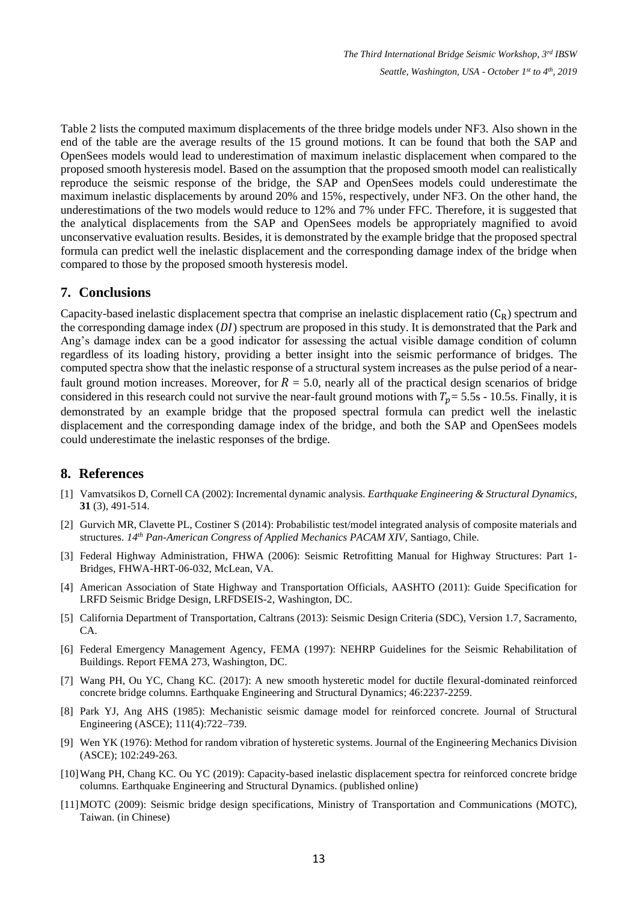Table 2 lists the computed maximum displacements of the three bridge models under NF3. Also shown in the end of the table are the average results of the 15 ground motions. It can be found that both the SAP and OpenSees models would lead to underestimation of maximum inelastic displacement when compared to the proposed smooth hysteresis model. Based on the assumption that the proposed smooth model can realistically reproduce the seismic response of the bridge, the SAP and OpenSees models could underestimate the maximum inelastic displacements by around 20% and 15%, respectively, under NF3. On the other hand, the underestimations of the two models would reduce to 12% and 7% under FFC. Therefore, it is suggested that the analytical displacements from the SAP and OpenSees models be appropriately magnified to avoid unconservative evaluation results. Besides, it is demonstrated by the example bridge that the proposed spectral formula can predict well the inelastic displacement and the corresponding damage index of the bridge when compared to those by the proposed smooth hysteresis model.

## 7. Conclusions

Capacity-based inelastic displacement spectra that comprise an inelastic displacement ratio ($C_R$) spectrum and the corresponding damage index ($DI$) spectrum are proposed in this study. It is demonstrated that the Park and Ang's damage index can be a good indicator for assessing the actual visible damage condition of column regardless of its loading history, providing a better insight into the seismic performance of bridges. The computed spectra show that the inelastic response of a structural system increases as the pulse period of a near-fault ground motion increases. Moreover, for $R$ = 5.0, nearly all of the practical design scenarios of bridge considered in this research could not survive the near-fault ground motions with $T_p$ = 5.5s - 10.5s. Finally, it is demonstrated by an example bridge that the proposed spectral formula can predict well the inelastic displacement and the corresponding damage index of the bridge, and both the SAP and OpenSees models could underestimate the inelastic responses of the brdige.

## 8. References

[1] Vamvatsikos D, Cornell CA (2002): Incremental dynamic analysis. *Earthquake Engineering & Structural Dynamics*, **31** (3), 491-514.

[2] Gurvich MR, Clavette PL, Costiner S (2014): Probabilistic test/model integrated analysis of composite materials and structures. *14th Pan-American Congress of Applied Mechanics PACAM XIV*, Santiago, Chile.

[3] Federal Highway Administration, FHWA (2006): Seismic Retrofitting Manual for Highway Structures: Part 1-Bridges, FHWA-HRT-06-032, McLean, VA.

[4] American Association of State Highway and Transportation Officials, AASHTO (2011): Guide Specification for LRFD Seismic Bridge Design, LRFDSEIS-2, Washington, DC.

[5] California Department of Transportation, Caltrans (2013): Seismic Design Criteria (SDC), Version 1.7, Sacramento, CA.

[6] Federal Emergency Management Agency, FEMA (1997): NEHRP Guidelines for the Seismic Rehabilitation of Buildings. Report FEMA 273, Washington, DC.

[7] Wang PH, Ou YC, Chang KC. (2017): A new smooth hysteretic model for ductile flexural-dominated reinforced concrete bridge columns. Earthquake Engineering and Structural Dynamics; 46:2237-2259.

[8] Park YJ, Ang AHS (1985): Mechanistic seismic damage model for reinforced concrete. Journal of Structural Engineering (ASCE); 111(4):722–739.

[9] Wen YK (1976): Method for random vibration of hysteretic systems. Journal of the Engineering Mechanics Division (ASCE); 102:249-263.

[10] Wang PH, Chang KC. Ou YC (2019): Capacity-based inelastic displacement spectra for reinforced concrete bridge columns. Earthquake Engineering and Structural Dynamics. (published online)

[11] MOTC (2009): Seismic bridge design specifications, Ministry of Transportation and Communications (MOTC), Taiwan. (in Chinese)